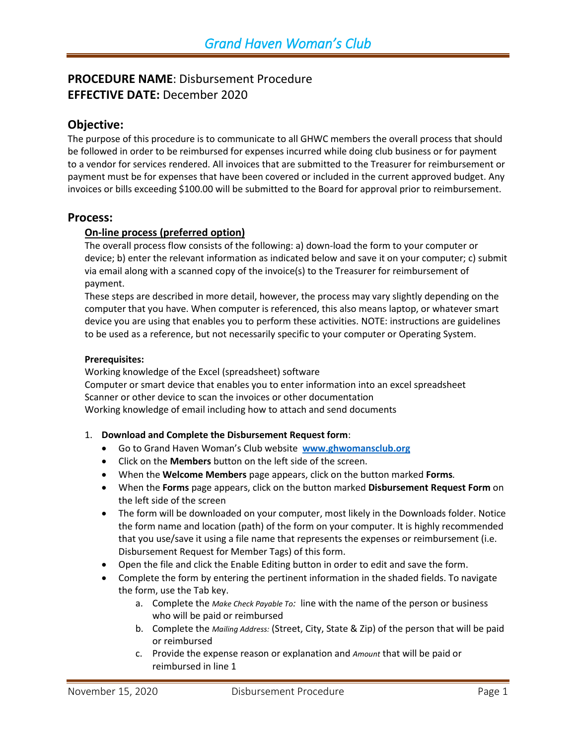# *Grand Haven Woman's Club*

## **PROCEDURE NAME**: Disbursement Procedure
## **EFFECTIVE DATE:** December 2020

## Objective:

The purpose of this procedure is to communicate to all GHWC members the overall process that should be followed in order to be reimbursed for expenses incurred while doing club business or for payment to a vendor for services rendered. All invoices that are submitted to the Treasurer for reimbursement or payment must be for expenses that have been covered or included in the current approved budget. Any invoices or bills exceeding $100.00 will be submitted to the Board for approval prior to reimbursement.

## Process:

### On-line process (preferred option)

The overall process flow consists of the following: a) down-load the form to your computer or device; b) enter the relevant information as indicated below and save it on your computer; c) submit via email along with a scanned copy of the invoice(s) to the Treasurer for reimbursement of payment.

These steps are described in more detail, however, the process may vary slightly depending on the computer that you have. When computer is referenced, this also means laptop, or whatever smart device you are using that enables you to perform these activities. NOTE: instructions are guidelines to be used as a reference, but not necessarily specific to your computer or Operating System.

**Prerequisites:**

Working knowledge of the Excel (spreadsheet) software
Computer or smart device that enables you to enter information into an excel spreadsheet
Scanner or other device to scan the invoices or other documentation
Working knowledge of email including how to attach and send documents

1. **Download and Complete the Disbursement Request form**:
   - Go to Grand Haven Woman's Club website **www.ghwomansclub.org**
   - Click on the **Members** button on the left side of the screen.
   - When the **Welcome Members** page appears, click on the button marked **Forms**.
   - When the **Forms** page appears, click on the button marked **Disbursement Request Form** on the left side of the screen
   - The form will be downloaded on your computer, most likely in the Downloads folder. Notice the form name and location (path) of the form on your computer. It is highly recommended that you use/save it using a file name that represents the expenses or reimbursement (i.e. Disbursement Request for Member Tags) of this form.
   - Open the file and click the Enable Editing button in order to edit and save the form.
   - Complete the form by entering the pertinent information in the shaded fields. To navigate the form, use the Tab key.
     a. Complete the *Make Check Payable To:* line with the name of the person or business who will be paid or reimbursed
     b. Complete the *Mailing Address:* (Street, City, State & Zip) of the person that will be paid or reimbursed
     c. Provide the expense reason or explanation and *Amount* that will be paid or reimbursed in line 1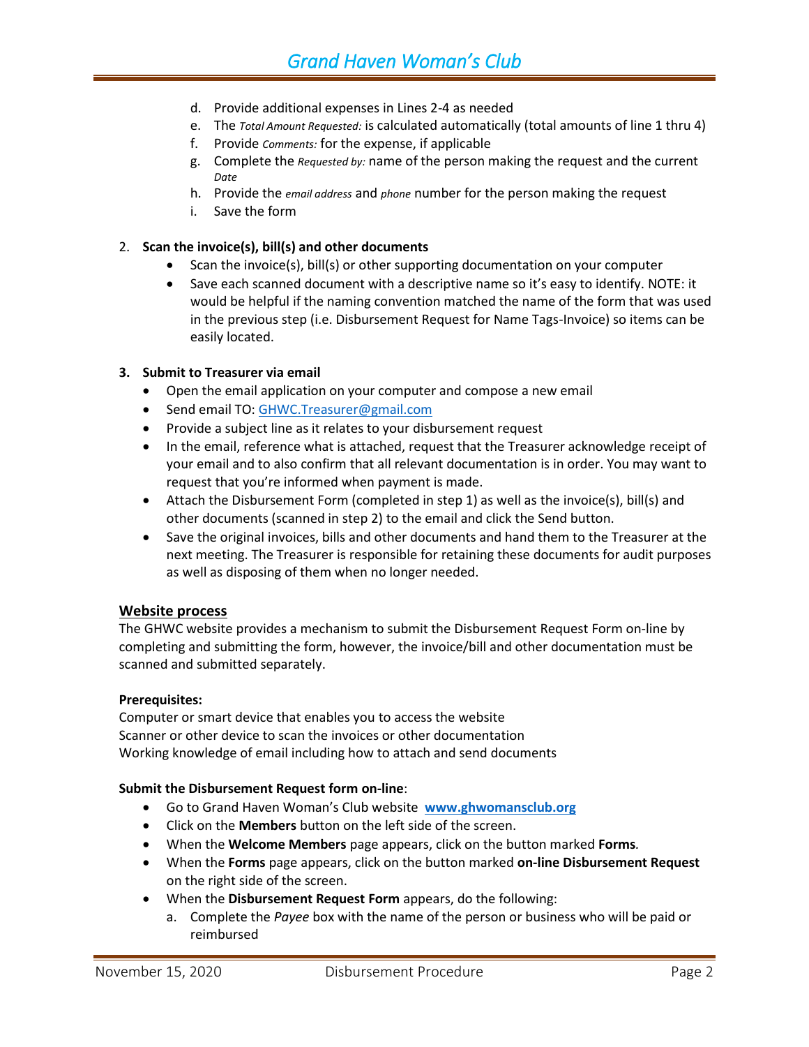d. Provide additional expenses in Lines 2-4 as needed
e. The *Total Amount Requested:* is calculated automatically (total amounts of line 1 thru 4)
f. Provide *Comments:* for the expense, if applicable
g. Complete the *Requested by:* name of the person making the request and the current *Date*
h. Provide the *email address* and *phone* number for the person making the request
i. Save the form

2. **Scan the invoice(s), bill(s) and other documents**
   - Scan the invoice(s), bill(s) or other supporting documentation on your computer
   - Save each scanned document with a descriptive name so it's easy to identify. NOTE: it would be helpful if the naming convention matched the name of the form that was used in the previous step (i.e. Disbursement Request for Name Tags-Invoice) so items can be easily located.

3. **Submit to Treasurer via email**
   - Open the email application on your computer and compose a new email
   - Send email TO: GHWC.Treasurer@gmail.com
   - Provide a subject line as it relates to your disbursement request
   - In the email, reference what is attached, request that the Treasurer acknowledge receipt of your email and to also confirm that all relevant documentation is in order. You may want to request that you're informed when payment is made.
   - Attach the Disbursement Form (completed in step 1) as well as the invoice(s), bill(s) and other documents (scanned in step 2) to the email and click the Send button.
   - Save the original invoices, bills and other documents and hand them to the Treasurer at the next meeting. The Treasurer is responsible for retaining these documents for audit purposes as well as disposing of them when no longer needed.

## Website process

The GHWC website provides a mechanism to submit the Disbursement Request Form on-line by completing and submitting the form, however, the invoice/bill and other documentation must be scanned and submitted separately.

**Prerequisites:**

Computer or smart device that enables you to access the website
Scanner or other device to scan the invoices or other documentation
Working knowledge of email including how to attach and send documents

**Submit the Disbursement Request form on-line**:

- Go to Grand Haven Woman's Club website **www.ghwomansclub.org**
- Click on the **Members** button on the left side of the screen.
- When the **Welcome Members** page appears, click on the button marked **Forms***.*
- When the **Forms** page appears, click on the button marked **on-line Disbursement Request** on the right side of the screen.
- When the **Disbursement Request Form** appears, do the following:
  a. Complete the *Payee* box with the name of the person or business who will be paid or reimbursed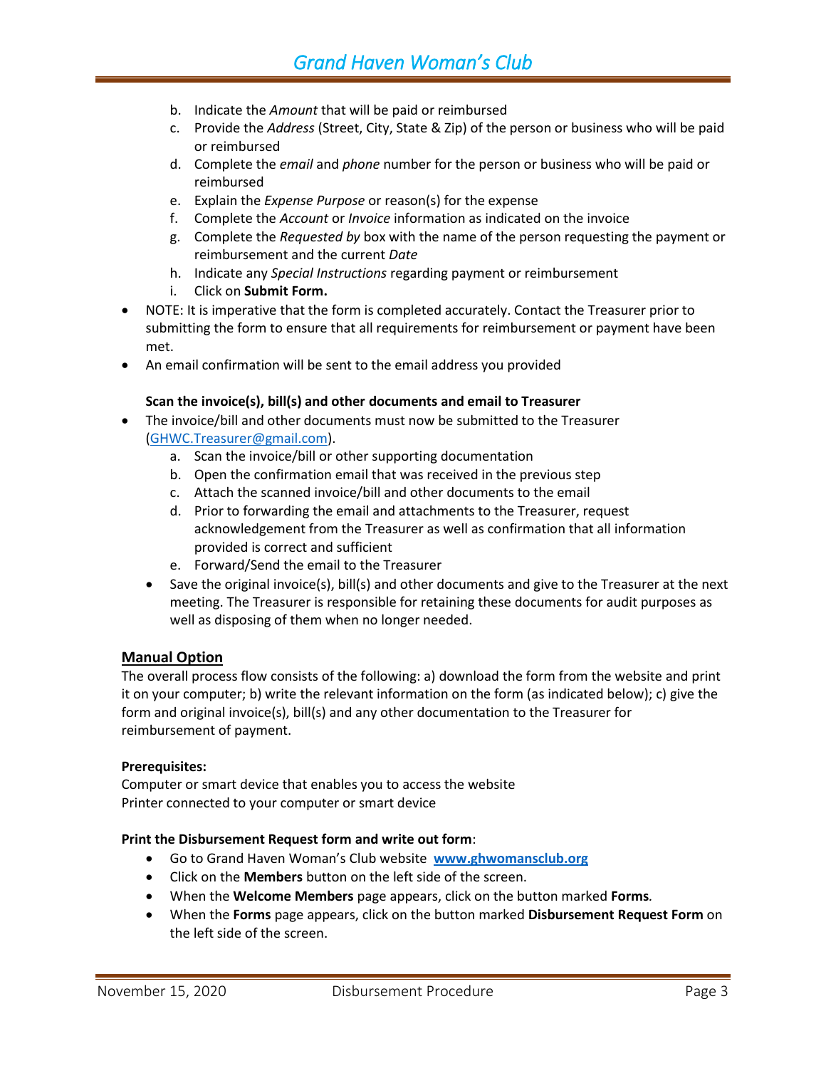b. Indicate the *Amount* that will be paid or reimbursed
   c. Provide the *Address* (Street, City, State & Zip) of the person or business who will be paid or reimbursed
   d. Complete the *email* and *phone* number for the person or business who will be paid or reimbursed
   e. Explain the *Expense Purpose* or reason(s) for the expense
   f. Complete the *Account* or *Invoice* information as indicated on the invoice
   g. Complete the *Requested by* box with the name of the person requesting the payment or reimbursement and the current *Date*
   h. Indicate any *Special Instructions* regarding payment or reimbursement
   i. Click on **Submit Form.**

- NOTE: It is imperative that the form is completed accurately. Contact the Treasurer prior to submitting the form to ensure that all requirements for reimbursement or payment have been met.
- An email confirmation will be sent to the email address you provided

**Scan the invoice(s), bill(s) and other documents and email to Treasurer**

- The invoice/bill and other documents must now be submitted to the Treasurer (GHWC.Treasurer@gmail.com).
   a. Scan the invoice/bill or other supporting documentation
   b. Open the confirmation email that was received in the previous step
   c. Attach the scanned invoice/bill and other documents to the email
   d. Prior to forwarding the email and attachments to the Treasurer, request acknowledgement from the Treasurer as well as confirmation that all information provided is correct and sufficient
   e. Forward/Send the email to the Treasurer
   - Save the original invoice(s), bill(s) and other documents and give to the Treasurer at the next meeting. The Treasurer is responsible for retaining these documents for audit purposes as well as disposing of them when no longer needed.

## Manual Option

The overall process flow consists of the following: a) download the form from the website and print it on your computer; b) write the relevant information on the form (as indicated below); c) give the form and original invoice(s), bill(s) and any other documentation to the Treasurer for reimbursement of payment.

**Prerequisites:**

Computer or smart device that enables you to access the website
Printer connected to your computer or smart device

**Print the Disbursement Request form and write out form**:

- Go to Grand Haven Woman's Club website **www.ghwomansclub.org**
- Click on the **Members** button on the left side of the screen.
- When the **Welcome Members** page appears, click on the button marked **Forms**.
- When the **Forms** page appears, click on the button marked **Disbursement Request Form** on the left side of the screen.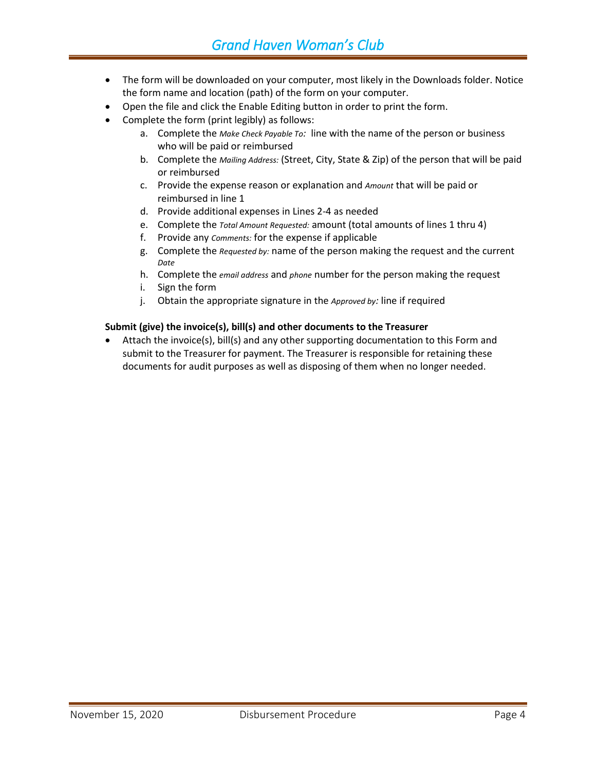- The form will be downloaded on your computer, most likely in the Downloads folder. Notice the form name and location (path) of the form on your computer.
- Open the file and click the Enable Editing button in order to print the form.
- Complete the form (print legibly) as follows:
  a. Complete the *Make Check Payable To:* line with the name of the person or business who will be paid or reimbursed
  b. Complete the *Mailing Address:* (Street, City, State & Zip) of the person that will be paid or reimbursed
  c. Provide the expense reason or explanation and *Amount* that will be paid or reimbursed in line 1
  d. Provide additional expenses in Lines 2-4 as needed
  e. Complete the *Total Amount Requested:* amount (total amounts of lines 1 thru 4)
  f. Provide any *Comments:* for the expense if applicable
  g. Complete the *Requested by:* name of the person making the request and the current *Date*
  h. Complete the *email address* and *phone* number for the person making the request
  i. Sign the form
  j. Obtain the appropriate signature in the *Approved by:* line if required

**Submit (give) the invoice(s), bill(s) and other documents to the Treasurer**

- Attach the invoice(s), bill(s) and any other supporting documentation to this Form and submit to the Treasurer for payment. The Treasurer is responsible for retaining these documents for audit purposes as well as disposing of them when no longer needed.